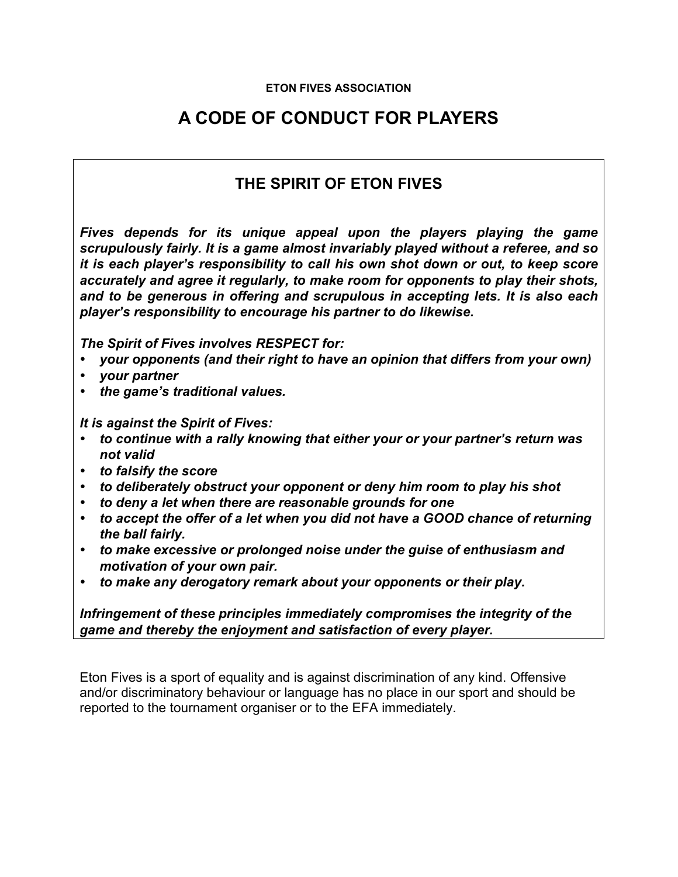**ETON FIVES ASSOCIATION**

# A CODE OF CONDUCT FOR PLAYERS

## THE SPIRIT OF ETON FIVES

***Fives depends for its unique appeal upon the players playing the game scrupulously fairly. It is a game almost invariably played without a referee, and so it is each player's responsibility to call his own shot down or out, to keep score accurately and agree it regularly, to make room for opponents to play their shots, and to be generous in offering and scrupulous in accepting lets. It is also each player's responsibility to encourage his partner to do likewise.***

***The Spirit of Fives involves RESPECT for:***

- ***your opponents (and their right to have an opinion that differs from your own)***
- ***your partner***
- ***the game's traditional values.***

***It is against the Spirit of Fives:***

- ***to continue with a rally knowing that either your or your partner's return was not valid***
- ***to falsify the score***
- ***to deliberately obstruct your opponent or deny him room to play his shot***
- ***to deny a let when there are reasonable grounds for one***
- ***to accept the offer of a let when you did not have a GOOD chance of returning the ball fairly.***
- ***to make excessive or prolonged noise under the guise of enthusiasm and motivation of your own pair.***
- ***to make any derogatory remark about your opponents or their play.***

***Infringement of these principles immediately compromises the integrity of the game and thereby the enjoyment and satisfaction of every player.***

Eton Fives is a sport of equality and is against discrimination of any kind. Offensive and/or discriminatory behaviour or language has no place in our sport and should be reported to the tournament organiser or to the EFA immediately.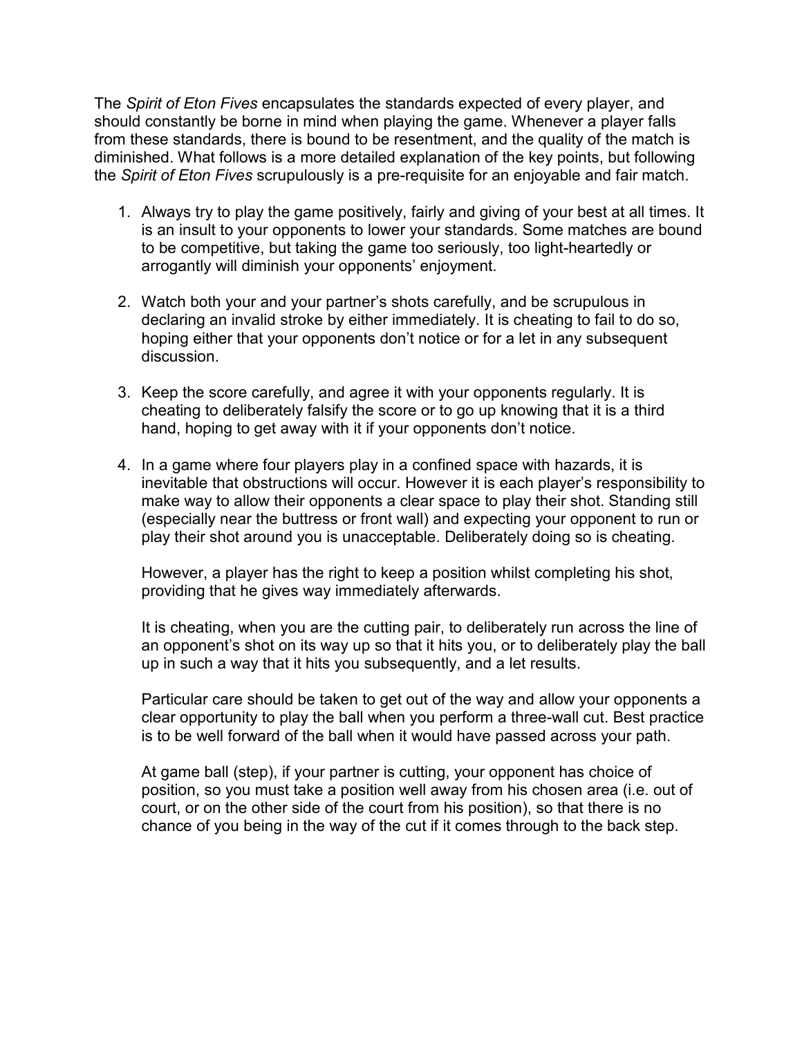The *Spirit of Eton Fives* encapsulates the standards expected of every player, and should constantly be borne in mind when playing the game. Whenever a player falls from these standards, there is bound to be resentment, and the quality of the match is diminished. What follows is a more detailed explanation of the key points, but following the *Spirit of Eton Fives* scrupulously is a pre-requisite for an enjoyable and fair match.

1. Always try to play the game positively, fairly and giving of your best at all times. It is an insult to your opponents to lower your standards. Some matches are bound to be competitive, but taking the game too seriously, too light-heartedly or arrogantly will diminish your opponents' enjoyment.

2. Watch both your and your partner's shots carefully, and be scrupulous in declaring an invalid stroke by either immediately. It is cheating to fail to do so, hoping either that your opponents don't notice or for a let in any subsequent discussion.

3. Keep the score carefully, and agree it with your opponents regularly. It is cheating to deliberately falsify the score or to go up knowing that it is a third hand, hoping to get away with it if your opponents don't notice.

4. In a game where four players play in a confined space with hazards, it is inevitable that obstructions will occur. However it is each player's responsibility to make way to allow their opponents a clear space to play their shot. Standing still (especially near the buttress or front wall) and expecting your opponent to run or play their shot around you is unacceptable. Deliberately doing so is cheating.

   However, a player has the right to keep a position whilst completing his shot, providing that he gives way immediately afterwards.

   It is cheating, when you are the cutting pair, to deliberately run across the line of an opponent's shot on its way up so that it hits you, or to deliberately play the ball up in such a way that it hits you subsequently, and a let results.

   Particular care should be taken to get out of the way and allow your opponents a clear opportunity to play the ball when you perform a three-wall cut. Best practice is to be well forward of the ball when it would have passed across your path.

   At game ball (step), if your partner is cutting, your opponent has choice of position, so you must take a position well away from his chosen area (i.e. out of court, or on the other side of the court from his position), so that there is no chance of you being in the way of the cut if it comes through to the back step.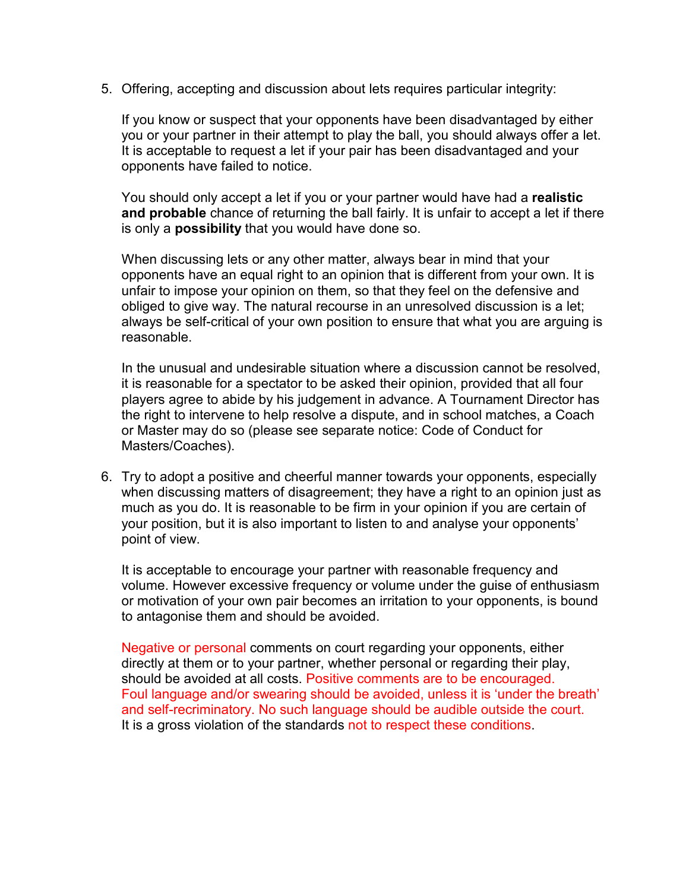5. Offering, accepting and discussion about lets requires particular integrity:

   If you know or suspect that your opponents have been disadvantaged by either you or your partner in their attempt to play the ball, you should always offer a let. It is acceptable to request a let if your pair has been disadvantaged and your opponents have failed to notice.

   You should only accept a let if you or your partner would have had a **realistic and probable** chance of returning the ball fairly. It is unfair to accept a let if there is only a **possibility** that you would have done so.

   When discussing lets or any other matter, always bear in mind that your opponents have an equal right to an opinion that is different from your own. It is unfair to impose your opinion on them, so that they feel on the defensive and obliged to give way. The natural recourse in an unresolved discussion is a let; always be self-critical of your own position to ensure that what you are arguing is reasonable.

   In the unusual and undesirable situation where a discussion cannot be resolved, it is reasonable for a spectator to be asked their opinion, provided that all four players agree to abide by his judgement in advance. A Tournament Director has the right to intervene to help resolve a dispute, and in school matches, a Coach or Master may do so (please see separate notice: Code of Conduct for Masters/Coaches).

6. Try to adopt a positive and cheerful manner towards your opponents, especially when discussing matters of disagreement; they have a right to an opinion just as much as you do. It is reasonable to be firm in your opinion if you are certain of your position, but it is also important to listen to and analyse your opponents' point of view.

   It is acceptable to encourage your partner with reasonable frequency and volume. However excessive frequency or volume under the guise of enthusiasm or motivation of your own pair becomes an irritation to your opponents, is bound to antagonise them and should be avoided.

   Negative or personal comments on court regarding your opponents, either directly at them or to your partner, whether personal or regarding their play, should be avoided at all costs. Positive comments are to be encouraged. Foul language and/or swearing should be avoided, unless it is 'under the breath' and self-recriminatory. No such language should be audible outside the court. It is a gross violation of the standards not to respect these conditions.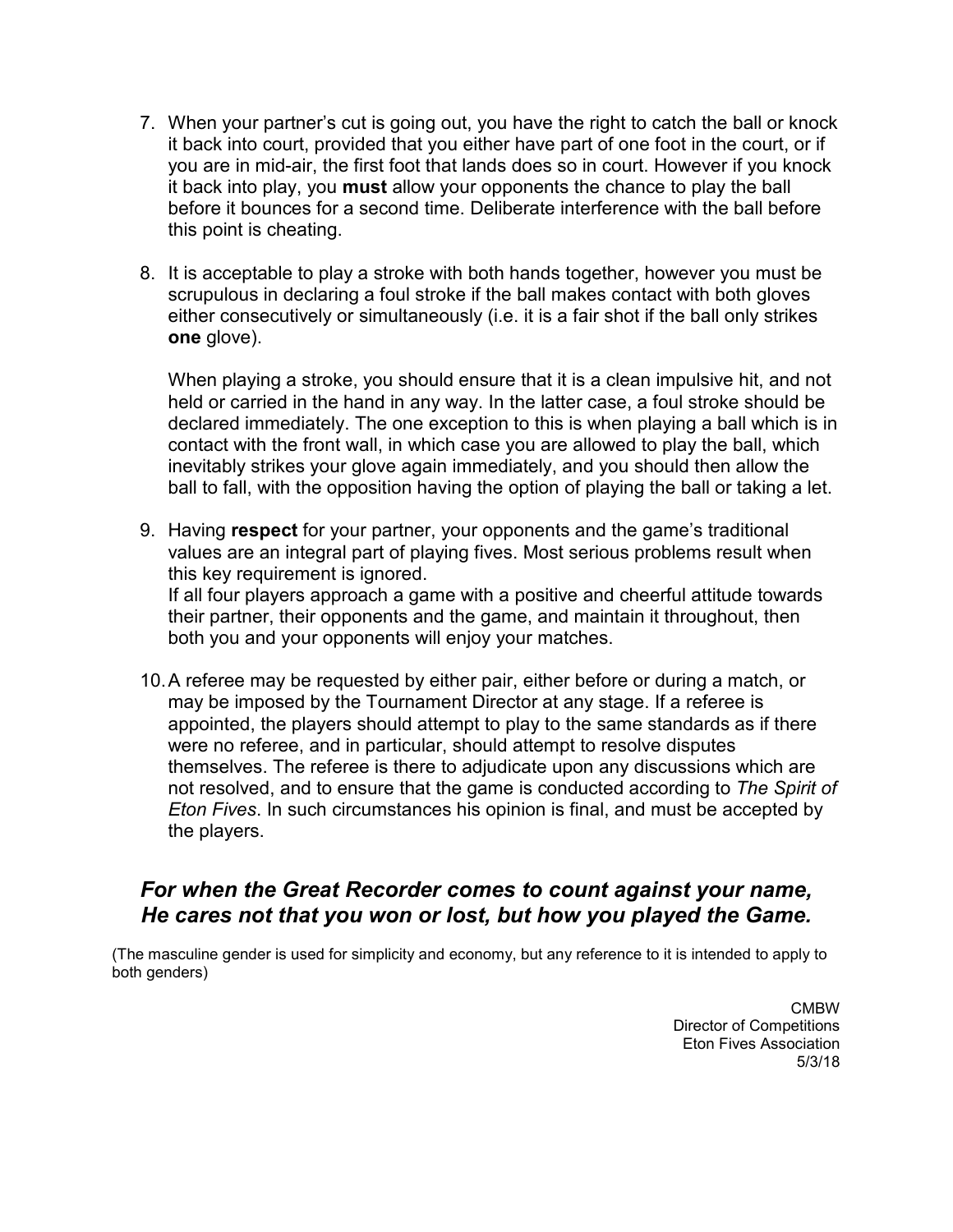7. When your partner's cut is going out, you have the right to catch the ball or knock it back into court, provided that you either have part of one foot in the court, or if you are in mid-air, the first foot that lands does so in court. However if you knock it back into play, you **must** allow your opponents the chance to play the ball before it bounces for a second time. Deliberate interference with the ball before this point is cheating.

8. It is acceptable to play a stroke with both hands together, however you must be scrupulous in declaring a foul stroke if the ball makes contact with both gloves either consecutively or simultaneously (i.e. it is a fair shot if the ball only strikes **one** glove).

   When playing a stroke, you should ensure that it is a clean impulsive hit, and not held or carried in the hand in any way. In the latter case, a foul stroke should be declared immediately. The one exception to this is when playing a ball which is in contact with the front wall, in which case you are allowed to play the ball, which inevitably strikes your glove again immediately, and you should then allow the ball to fall, with the opposition having the option of playing the ball or taking a let.

9. Having **respect** for your partner, your opponents and the game's traditional values are an integral part of playing fives. Most serious problems result when this key requirement is ignored.
   If all four players approach a game with a positive and cheerful attitude towards their partner, their opponents and the game, and maintain it throughout, then both you and your opponents will enjoy your matches.

10. A referee may be requested by either pair, either before or during a match, or may be imposed by the Tournament Director at any stage. If a referee is appointed, the players should attempt to play to the same standards as if there were no referee, and in particular, should attempt to resolve disputes themselves. The referee is there to adjudicate upon any discussions which are not resolved, and to ensure that the game is conducted according to *The Spirit of Eton Fives*. In such circumstances his opinion is final, and must be accepted by the players.

## *For when the Great Recorder comes to count against your name, He cares not that you won or lost, but how you played the Game.*

(The masculine gender is used for simplicity and economy, but any reference to it is intended to apply to both genders)

CMBW
Director of Competitions
Eton Fives Association
5/3/18